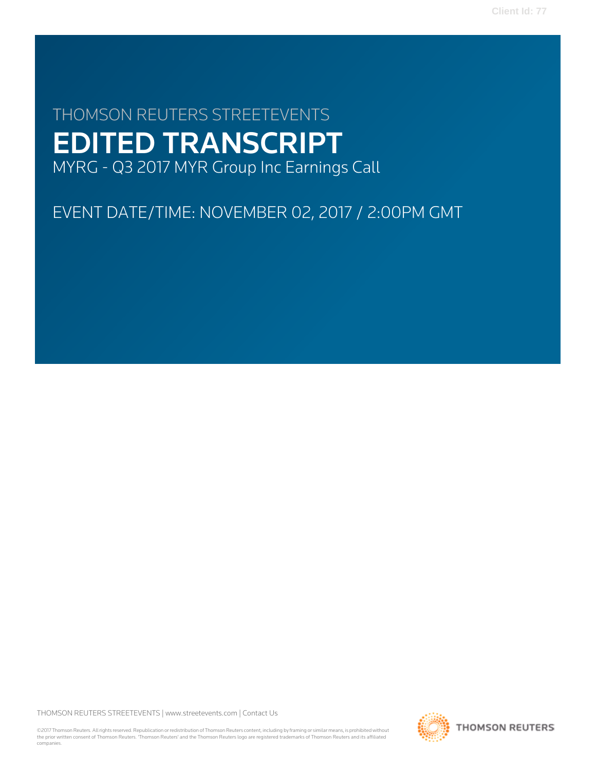THOMSON REUTERS STREETEVENTS

# EDITED TRANSCRIPT

MYRG - Q3 2017 MYR Group Inc Earnings Call

EVENT DATE/TIME: NOVEMBER 02, 2017 / 2:00PM GMT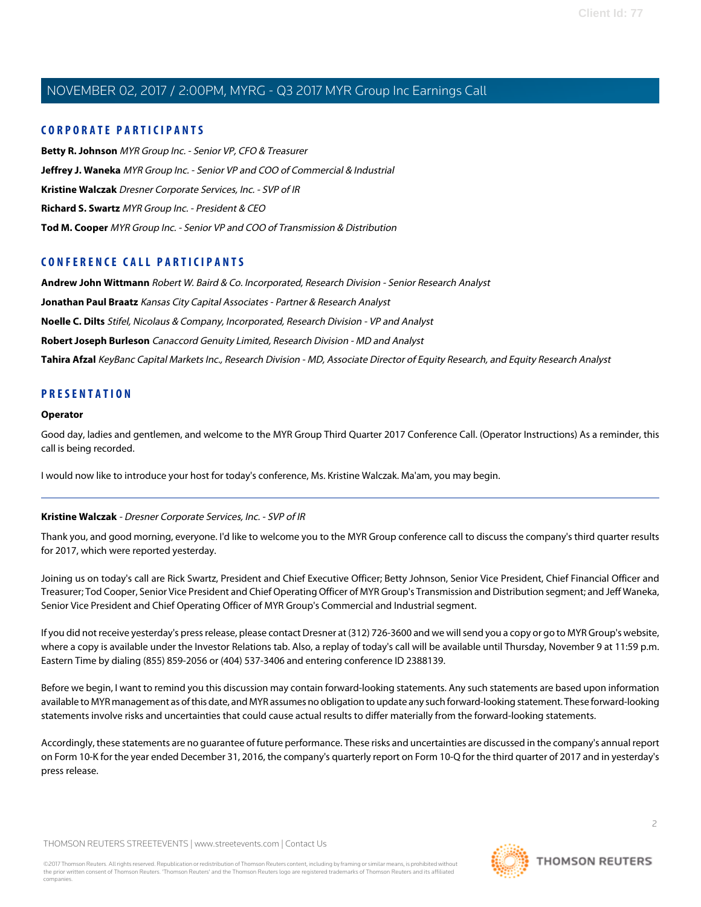## CORPORATE PARTICIPANTS

**Betty R. Johnson** *MYR Group Inc. - Senior VP, CFO & Treasurer*

**Jeffrey J. Waneka** *MYR Group Inc. - Senior VP and COO of Commercial & Industrial*

**Kristine Walczak** *Dresner Corporate Services, Inc. - SVP of IR*

**Richard S. Swartz** *MYR Group Inc. - President & CEO*

**Tod M. Cooper** *MYR Group Inc. - Senior VP and COO of Transmission & Distribution*

## CONFERENCE CALL PARTICIPANTS

**Andrew John Wittmann** *Robert W. Baird & Co. Incorporated, Research Division - Senior Research Analyst*

**Jonathan Paul Braatz** *Kansas City Capital Associates - Partner & Research Analyst*

**Noelle C. Dilts** *Stifel, Nicolaus & Company, Incorporated, Research Division - VP and Analyst*

**Robert Joseph Burleson** *Canaccord Genuity Limited, Research Division - MD and Analyst*

**Tahira Afzal** *KeyBanc Capital Markets Inc., Research Division - MD, Associate Director of Equity Research, and Equity Research Analyst*

## PRESENTATION

**Operator**

Good day, ladies and gentlemen, and welcome to the MYR Group Third Quarter 2017 Conference Call. (Operator Instructions) As a reminder, this call is being recorded.

I would now like to introduce your host for today's conference, Ms. Kristine Walczak. Ma'am, you may begin.

---

**Kristine Walczak** - *Dresner Corporate Services, Inc. - SVP of IR*

Thank you, and good morning, everyone. I'd like to welcome you to the MYR Group conference call to discuss the company's third quarter results for 2017, which were reported yesterday.

Joining us on today's call are Rick Swartz, President and Chief Executive Officer; Betty Johnson, Senior Vice President, Chief Financial Officer and Treasurer; Tod Cooper, Senior Vice President and Chief Operating Officer of MYR Group's Transmission and Distribution segment; and Jeff Waneka, Senior Vice President and Chief Operating Officer of MYR Group's Commercial and Industrial segment.

If you did not receive yesterday's press release, please contact Dresner at (312) 726-3600 and we will send you a copy or go to MYR Group's website, where a copy is available under the Investor Relations tab. Also, a replay of today's call will be available until Thursday, November 9 at 11:59 p.m. Eastern Time by dialing (855) 859-2056 or (404) 537-3406 and entering conference ID 2388139.

Before we begin, I want to remind you this discussion may contain forward-looking statements. Any such statements are based upon information available to MYR management as of this date, and MYR assumes no obligation to update any such forward-looking statement. These forward-looking statements involve risks and uncertainties that could cause actual results to differ materially from the forward-looking statements.

Accordingly, these statements are no guarantee of future performance. These risks and uncertainties are discussed in the company's annual report on Form 10-K for the year ended December 31, 2016, the company's quarterly report on Form 10-Q for the third quarter of 2017 and in yesterday's press release.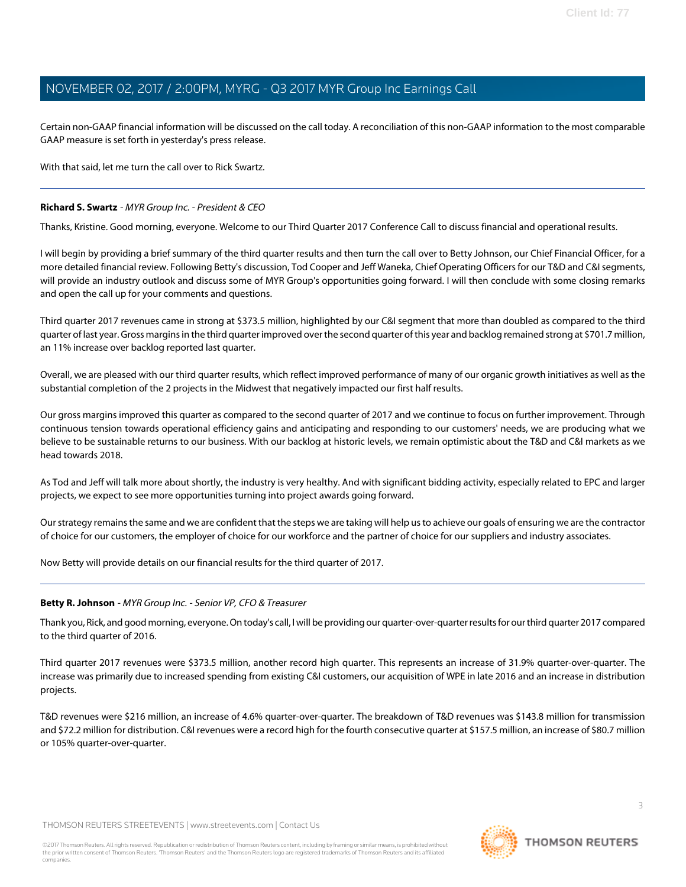Certain non-GAAP financial information will be discussed on the call today. A reconciliation of this non-GAAP information to the most comparable GAAP measure is set forth in yesterday's press release.

With that said, let me turn the call over to Rick Swartz.

---

**Richard S. Swartz** - *MYR Group Inc. - President & CEO*

Thanks, Kristine. Good morning, everyone. Welcome to our Third Quarter 2017 Conference Call to discuss financial and operational results.

I will begin by providing a brief summary of the third quarter results and then turn the call over to Betty Johnson, our Chief Financial Officer, for a more detailed financial review. Following Betty's discussion, Tod Cooper and Jeff Waneka, Chief Operating Officers for our T&D and C&I segments, will provide an industry outlook and discuss some of MYR Group's opportunities going forward. I will then conclude with some closing remarks and open the call up for your comments and questions.

Third quarter 2017 revenues came in strong at $373.5 million, highlighted by our C&I segment that more than doubled as compared to the third quarter of last year. Gross margins in the third quarter improved over the second quarter of this year and backlog remained strong at $701.7 million, an 11% increase over backlog reported last quarter.

Overall, we are pleased with our third quarter results, which reflect improved performance of many of our organic growth initiatives as well as the substantial completion of the 2 projects in the Midwest that negatively impacted our first half results.

Our gross margins improved this quarter as compared to the second quarter of 2017 and we continue to focus on further improvement. Through continuous tension towards operational efficiency gains and anticipating and responding to our customers' needs, we are producing what we believe to be sustainable returns to our business. With our backlog at historic levels, we remain optimistic about the T&D and C&I markets as we head towards 2018.

As Tod and Jeff will talk more about shortly, the industry is very healthy. And with significant bidding activity, especially related to EPC and larger projects, we expect to see more opportunities turning into project awards going forward.

Our strategy remains the same and we are confident that the steps we are taking will help us to achieve our goals of ensuring we are the contractor of choice for our customers, the employer of choice for our workforce and the partner of choice for our suppliers and industry associates.

Now Betty will provide details on our financial results for the third quarter of 2017.

---

**Betty R. Johnson** - *MYR Group Inc. - Senior VP, CFO & Treasurer*

Thank you, Rick, and good morning, everyone. On today's call, I will be providing our quarter-over-quarter results for our third quarter 2017 compared to the third quarter of 2016.

Third quarter 2017 revenues were $373.5 million, another record high quarter. This represents an increase of 31.9% quarter-over-quarter. The increase was primarily due to increased spending from existing C&I customers, our acquisition of WPE in late 2016 and an increase in distribution projects.

T&D revenues were $216 million, an increase of 4.6% quarter-over-quarter. The breakdown of T&D revenues was $143.8 million for transmission and $72.2 million for distribution. C&I revenues were a record high for the fourth consecutive quarter at $157.5 million, an increase of $80.7 million or 105% quarter-over-quarter.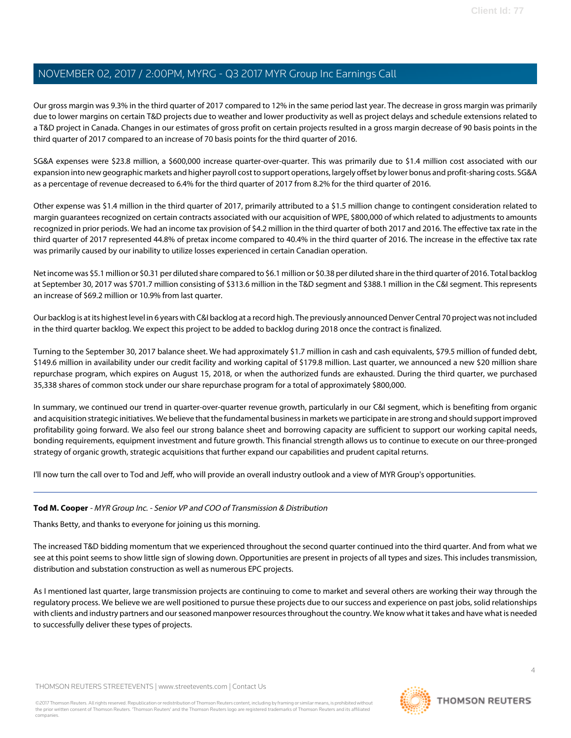Our gross margin was 9.3% in the third quarter of 2017 compared to 12% in the same period last year. The decrease in gross margin was primarily due to lower margins on certain T&D projects due to weather and lower productivity as well as project delays and schedule extensions related to a T&D project in Canada. Changes in our estimates of gross profit on certain projects resulted in a gross margin decrease of 90 basis points in the third quarter of 2017 compared to an increase of 70 basis points for the third quarter of 2016.

SG&A expenses were $23.8 million, a $600,000 increase quarter-over-quarter. This was primarily due to $1.4 million cost associated with our expansion into new geographic markets and higher payroll cost to support operations, largely offset by lower bonus and profit-sharing costs. SG&A as a percentage of revenue decreased to 6.4% for the third quarter of 2017 from 8.2% for the third quarter of 2016.

Other expense was $1.4 million in the third quarter of 2017, primarily attributed to a $1.5 million change to contingent consideration related to margin guarantees recognized on certain contracts associated with our acquisition of WPE, $800,000 of which related to adjustments to amounts recognized in prior periods. We had an income tax provision of $4.2 million in the third quarter of both 2017 and 2016. The effective tax rate in the third quarter of 2017 represented 44.8% of pretax income compared to 40.4% in the third quarter of 2016. The increase in the effective tax rate was primarily caused by our inability to utilize losses experienced in certain Canadian operation.

Net income was $5.1 million or $0.31 per diluted share compared to $6.1 million or $0.38 per diluted share in the third quarter of 2016. Total backlog at September 30, 2017 was $701.7 million consisting of $313.6 million in the T&D segment and $388.1 million in the C&I segment. This represents an increase of $69.2 million or 10.9% from last quarter.

Our backlog is at its highest level in 6 years with C&I backlog at a record high. The previously announced Denver Central 70 project was not included in the third quarter backlog. We expect this project to be added to backlog during 2018 once the contract is finalized.

Turning to the September 30, 2017 balance sheet. We had approximately $1.7 million in cash and cash equivalents, $79.5 million of funded debt, $149.6 million in availability under our credit facility and working capital of $179.8 million. Last quarter, we announced a new $20 million share repurchase program, which expires on August 15, 2018, or when the authorized funds are exhausted. During the third quarter, we purchased 35,338 shares of common stock under our share repurchase program for a total of approximately $800,000.

In summary, we continued our trend in quarter-over-quarter revenue growth, particularly in our C&I segment, which is benefiting from organic and acquisition strategic initiatives. We believe that the fundamental business in markets we participate in are strong and should support improved profitability going forward. We also feel our strong balance sheet and borrowing capacity are sufficient to support our working capital needs, bonding requirements, equipment investment and future growth. This financial strength allows us to continue to execute on our three-pronged strategy of organic growth, strategic acquisitions that further expand our capabilities and prudent capital returns.

I'll now turn the call over to Tod and Jeff, who will provide an overall industry outlook and a view of MYR Group's opportunities.

---

**Tod M. Cooper** - *MYR Group Inc. - Senior VP and COO of Transmission & Distribution*

Thanks Betty, and thanks to everyone for joining us this morning.

The increased T&D bidding momentum that we experienced throughout the second quarter continued into the third quarter. And from what we see at this point seems to show little sign of slowing down. Opportunities are present in projects of all types and sizes. This includes transmission, distribution and substation construction as well as numerous EPC projects.

As I mentioned last quarter, large transmission projects are continuing to come to market and several others are working their way through the regulatory process. We believe we are well positioned to pursue these projects due to our success and experience on past jobs, solid relationships with clients and industry partners and our seasoned manpower resources throughout the country. We know what it takes and have what is needed to successfully deliver these types of projects.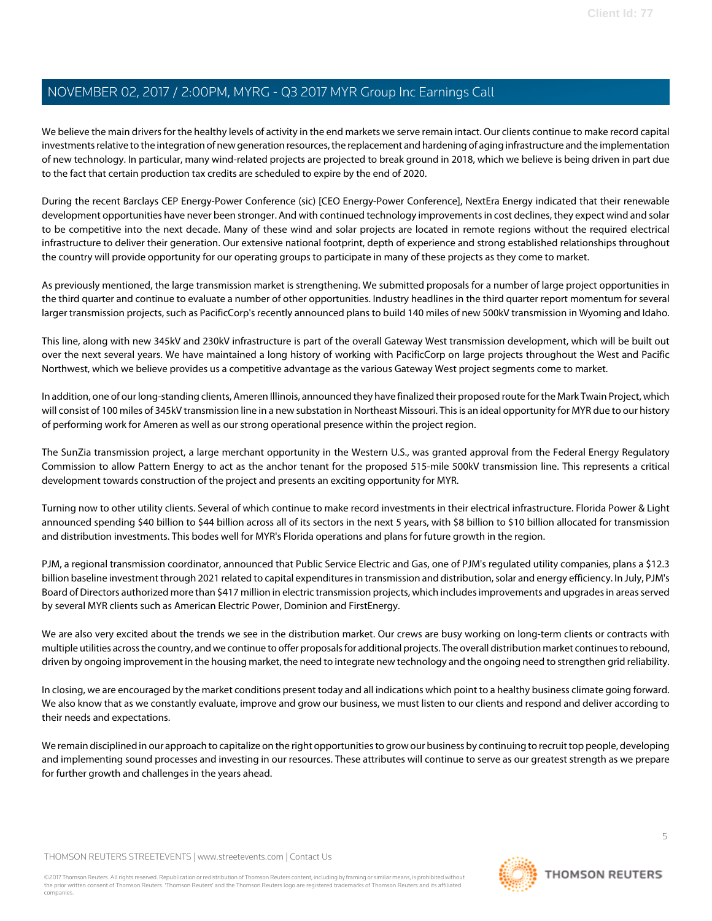We believe the main drivers for the healthy levels of activity in the end markets we serve remain intact. Our clients continue to make record capital investments relative to the integration of new generation resources, the replacement and hardening of aging infrastructure and the implementation of new technology. In particular, many wind-related projects are projected to break ground in 2018, which we believe is being driven in part due to the fact that certain production tax credits are scheduled to expire by the end of 2020.

During the recent Barclays CEP Energy-Power Conference (sic) [CEO Energy-Power Conference], NextEra Energy indicated that their renewable development opportunities have never been stronger. And with continued technology improvements in cost declines, they expect wind and solar to be competitive into the next decade. Many of these wind and solar projects are located in remote regions without the required electrical infrastructure to deliver their generation. Our extensive national footprint, depth of experience and strong established relationships throughout the country will provide opportunity for our operating groups to participate in many of these projects as they come to market.

As previously mentioned, the large transmission market is strengthening. We submitted proposals for a number of large project opportunities in the third quarter and continue to evaluate a number of other opportunities. Industry headlines in the third quarter report momentum for several larger transmission projects, such as PacificCorp's recently announced plans to build 140 miles of new 500kV transmission in Wyoming and Idaho.

This line, along with new 345kV and 230kV infrastructure is part of the overall Gateway West transmission development, which will be built out over the next several years. We have maintained a long history of working with PacificCorp on large projects throughout the West and Pacific Northwest, which we believe provides us a competitive advantage as the various Gateway West project segments come to market.

In addition, one of our long-standing clients, Ameren Illinois, announced they have finalized their proposed route for the Mark Twain Project, which will consist of 100 miles of 345kV transmission line in a new substation in Northeast Missouri. This is an ideal opportunity for MYR due to our history of performing work for Ameren as well as our strong operational presence within the project region.

The SunZia transmission project, a large merchant opportunity in the Western U.S., was granted approval from the Federal Energy Regulatory Commission to allow Pattern Energy to act as the anchor tenant for the proposed 515-mile 500kV transmission line. This represents a critical development towards construction of the project and presents an exciting opportunity for MYR.

Turning now to other utility clients. Several of which continue to make record investments in their electrical infrastructure. Florida Power & Light announced spending $40 billion to $44 billion across all of its sectors in the next 5 years, with $8 billion to $10 billion allocated for transmission and distribution investments. This bodes well for MYR's Florida operations and plans for future growth in the region.

PJM, a regional transmission coordinator, announced that Public Service Electric and Gas, one of PJM's regulated utility companies, plans a $12.3 billion baseline investment through 2021 related to capital expenditures in transmission and distribution, solar and energy efficiency. In July, PJM's Board of Directors authorized more than $417 million in electric transmission projects, which includes improvements and upgrades in areas served by several MYR clients such as American Electric Power, Dominion and FirstEnergy.

We are also very excited about the trends we see in the distribution market. Our crews are busy working on long-term clients or contracts with multiple utilities across the country, and we continue to offer proposals for additional projects. The overall distribution market continues to rebound, driven by ongoing improvement in the housing market, the need to integrate new technology and the ongoing need to strengthen grid reliability.

In closing, we are encouraged by the market conditions present today and all indications which point to a healthy business climate going forward. We also know that as we constantly evaluate, improve and grow our business, we must listen to our clients and respond and deliver according to their needs and expectations.

We remain disciplined in our approach to capitalize on the right opportunities to grow our business by continuing to recruit top people, developing and implementing sound processes and investing in our resources. These attributes will continue to serve as our greatest strength as we prepare for further growth and challenges in the years ahead.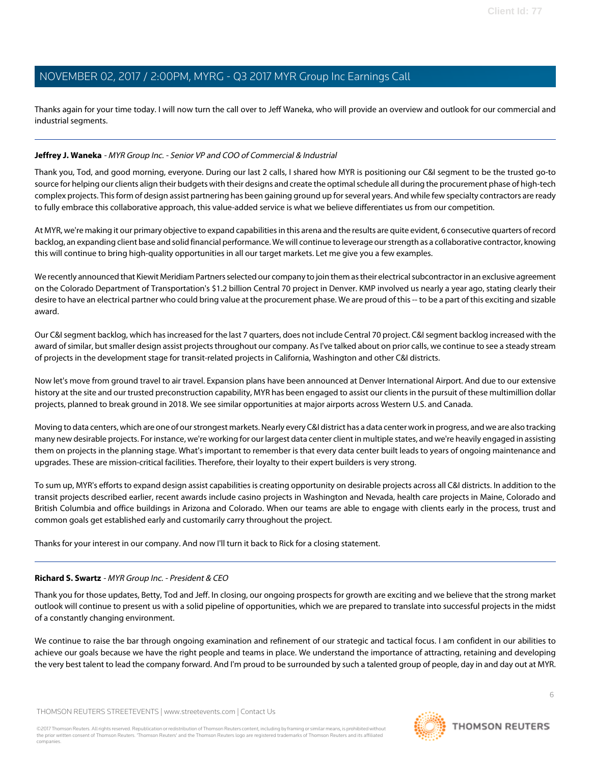Thanks again for your time today. I will now turn the call over to Jeff Waneka, who will provide an overview and outlook for our commercial and industrial segments.

---

**Jeffrey J. Waneka** *- MYR Group Inc. - Senior VP and COO of Commercial & Industrial*

Thank you, Tod, and good morning, everyone. During our last 2 calls, I shared how MYR is positioning our C&I segment to be the trusted go-to source for helping our clients align their budgets with their designs and create the optimal schedule all during the procurement phase of high-tech complex projects. This form of design assist partnering has been gaining ground up for several years. And while few specialty contractors are ready to fully embrace this collaborative approach, this value-added service is what we believe differentiates us from our competition.

At MYR, we're making it our primary objective to expand capabilities in this arena and the results are quite evident, 6 consecutive quarters of record backlog, an expanding client base and solid financial performance. We will continue to leverage our strength as a collaborative contractor, knowing this will continue to bring high-quality opportunities in all our target markets. Let me give you a few examples.

We recently announced that Kiewit Meridiam Partners selected our company to join them as their electrical subcontractor in an exclusive agreement on the Colorado Department of Transportation's $1.2 billion Central 70 project in Denver. KMP involved us nearly a year ago, stating clearly their desire to have an electrical partner who could bring value at the procurement phase. We are proud of this -- to be a part of this exciting and sizable award.

Our C&I segment backlog, which has increased for the last 7 quarters, does not include Central 70 project. C&I segment backlog increased with the award of similar, but smaller design assist projects throughout our company. As I've talked about on prior calls, we continue to see a steady stream of projects in the development stage for transit-related projects in California, Washington and other C&I districts.

Now let's move from ground travel to air travel. Expansion plans have been announced at Denver International Airport. And due to our extensive history at the site and our trusted preconstruction capability, MYR has been engaged to assist our clients in the pursuit of these multimillion dollar projects, planned to break ground in 2018. We see similar opportunities at major airports across Western U.S. and Canada.

Moving to data centers, which are one of our strongest markets. Nearly every C&I district has a data center work in progress, and we are also tracking many new desirable projects. For instance, we're working for our largest data center client in multiple states, and we're heavily engaged in assisting them on projects in the planning stage. What's important to remember is that every data center built leads to years of ongoing maintenance and upgrades. These are mission-critical facilities. Therefore, their loyalty to their expert builders is very strong.

To sum up, MYR's efforts to expand design assist capabilities is creating opportunity on desirable projects across all C&I districts. In addition to the transit projects described earlier, recent awards include casino projects in Washington and Nevada, health care projects in Maine, Colorado and British Columbia and office buildings in Arizona and Colorado. When our teams are able to engage with clients early in the process, trust and common goals get established early and customarily carry throughout the project.

Thanks for your interest in our company. And now I'll turn it back to Rick for a closing statement.

---

**Richard S. Swartz** *- MYR Group Inc. - President & CEO*

Thank you for those updates, Betty, Tod and Jeff. In closing, our ongoing prospects for growth are exciting and we believe that the strong market outlook will continue to present us with a solid pipeline of opportunities, which we are prepared to translate into successful projects in the midst of a constantly changing environment.

We continue to raise the bar through ongoing examination and refinement of our strategic and tactical focus. I am confident in our abilities to achieve our goals because we have the right people and teams in place. We understand the importance of attracting, retaining and developing the very best talent to lead the company forward. And I'm proud to be surrounded by such a talented group of people, day in and day out at MYR.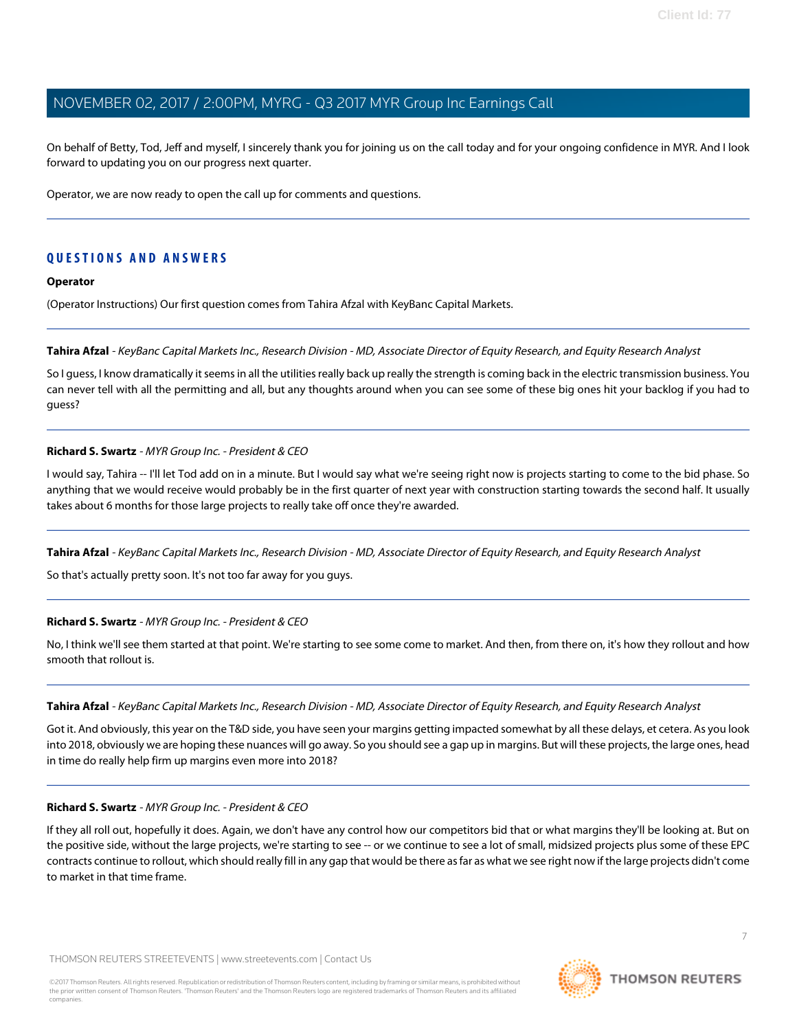On behalf of Betty, Tod, Jeff and myself, I sincerely thank you for joining us on the call today and for your ongoing confidence in MYR. And I look forward to updating you on our progress next quarter.

Operator, we are now ready to open the call up for comments and questions.

---

## QUESTIONS AND ANSWERS

**Operator**

(Operator Instructions) Our first question comes from Tahira Afzal with KeyBanc Capital Markets.

---

**Tahira Afzal** - *KeyBanc Capital Markets Inc., Research Division - MD, Associate Director of Equity Research, and Equity Research Analyst*

So I guess, I know dramatically it seems in all the utilities really back up really the strength is coming back in the electric transmission business. You can never tell with all the permitting and all, but any thoughts around when you can see some of these big ones hit your backlog if you had to guess?

---

**Richard S. Swartz** - *MYR Group Inc. - President & CEO*

I would say, Tahira -- I'll let Tod add on in a minute. But I would say what we're seeing right now is projects starting to come to the bid phase. So anything that we would receive would probably be in the first quarter of next year with construction starting towards the second half. It usually takes about 6 months for those large projects to really take off once they're awarded.

---

**Tahira Afzal** - *KeyBanc Capital Markets Inc., Research Division - MD, Associate Director of Equity Research, and Equity Research Analyst*

So that's actually pretty soon. It's not too far away for you guys.

---

**Richard S. Swartz** - *MYR Group Inc. - President & CEO*

No, I think we'll see them started at that point. We're starting to see some come to market. And then, from there on, it's how they rollout and how smooth that rollout is.

---

**Tahira Afzal** - *KeyBanc Capital Markets Inc., Research Division - MD, Associate Director of Equity Research, and Equity Research Analyst*

Got it. And obviously, this year on the T&D side, you have seen your margins getting impacted somewhat by all these delays, et cetera. As you look into 2018, obviously we are hoping these nuances will go away. So you should see a gap up in margins. But will these projects, the large ones, head in time do really help firm up margins even more into 2018?

---

**Richard S. Swartz** - *MYR Group Inc. - President & CEO*

If they all roll out, hopefully it does. Again, we don't have any control how our competitors bid that or what margins they'll be looking at. But on the positive side, without the large projects, we're starting to see -- or we continue to see a lot of small, midsized projects plus some of these EPC contracts continue to rollout, which should really fill in any gap that would be there as far as what we see right now if the large projects didn't come to market in that time frame.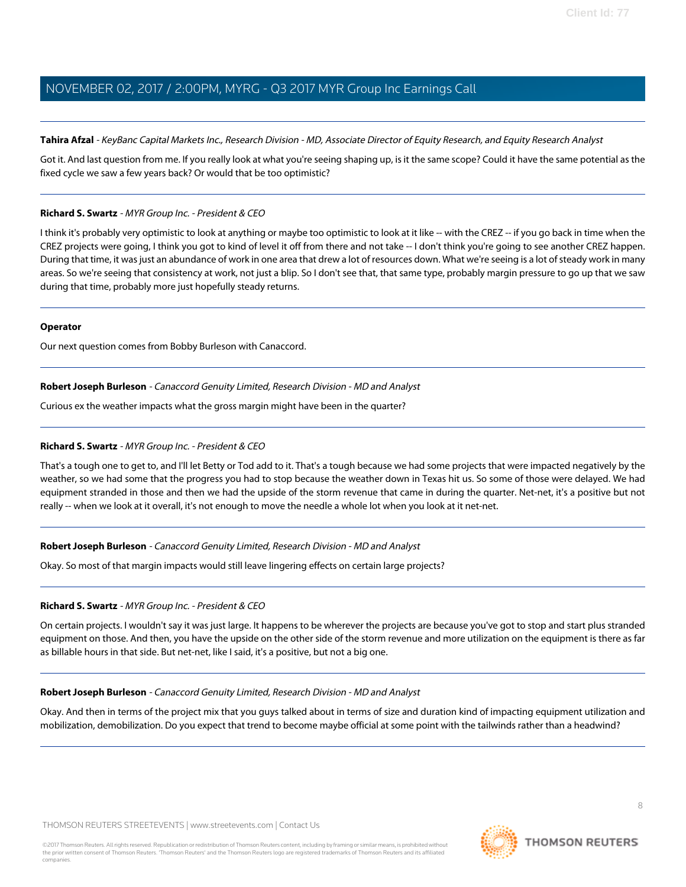**Tahira Afzal** - *KeyBanc Capital Markets Inc., Research Division - MD, Associate Director of Equity Research, and Equity Research Analyst*

Got it. And last question from me. If you really look at what you're seeing shaping up, is it the same scope? Could it have the same potential as the fixed cycle we saw a few years back? Or would that be too optimistic?

---

**Richard S. Swartz** - *MYR Group Inc. - President & CEO*

I think it's probably very optimistic to look at anything or maybe too optimistic to look at it like -- with the CREZ -- if you go back in time when the CREZ projects were going, I think you got to kind of level it off from there and not take -- I don't think you're going to see another CREZ happen. During that time, it was just an abundance of work in one area that drew a lot of resources down. What we're seeing is a lot of steady work in many areas. So we're seeing that consistency at work, not just a blip. So I don't see that, that same type, probably margin pressure to go up that we saw during that time, probably more just hopefully steady returns.

---

**Operator**

Our next question comes from Bobby Burleson with Canaccord.

---

**Robert Joseph Burleson** - *Canaccord Genuity Limited, Research Division - MD and Analyst*

Curious ex the weather impacts what the gross margin might have been in the quarter?

---

**Richard S. Swartz** - *MYR Group Inc. - President & CEO*

That's a tough one to get to, and I'll let Betty or Tod add to it. That's a tough because we had some projects that were impacted negatively by the weather, so we had some that the progress you had to stop because the weather down in Texas hit us. So some of those were delayed. We had equipment stranded in those and then we had the upside of the storm revenue that came in during the quarter. Net-net, it's a positive but not really -- when we look at it overall, it's not enough to move the needle a whole lot when you look at it net-net.

---

**Robert Joseph Burleson** - *Canaccord Genuity Limited, Research Division - MD and Analyst*

Okay. So most of that margin impacts would still leave lingering effects on certain large projects?

---

**Richard S. Swartz** - *MYR Group Inc. - President & CEO*

On certain projects. I wouldn't say it was just large. It happens to be wherever the projects are because you've got to stop and start plus stranded equipment on those. And then, you have the upside on the other side of the storm revenue and more utilization on the equipment is there as far as billable hours in that side. But net-net, like I said, it's a positive, but not a big one.

---

**Robert Joseph Burleson** - *Canaccord Genuity Limited, Research Division - MD and Analyst*

Okay. And then in terms of the project mix that you guys talked about in terms of size and duration kind of impacting equipment utilization and mobilization, demobilization. Do you expect that trend to become maybe official at some point with the tailwinds rather than a headwind?

---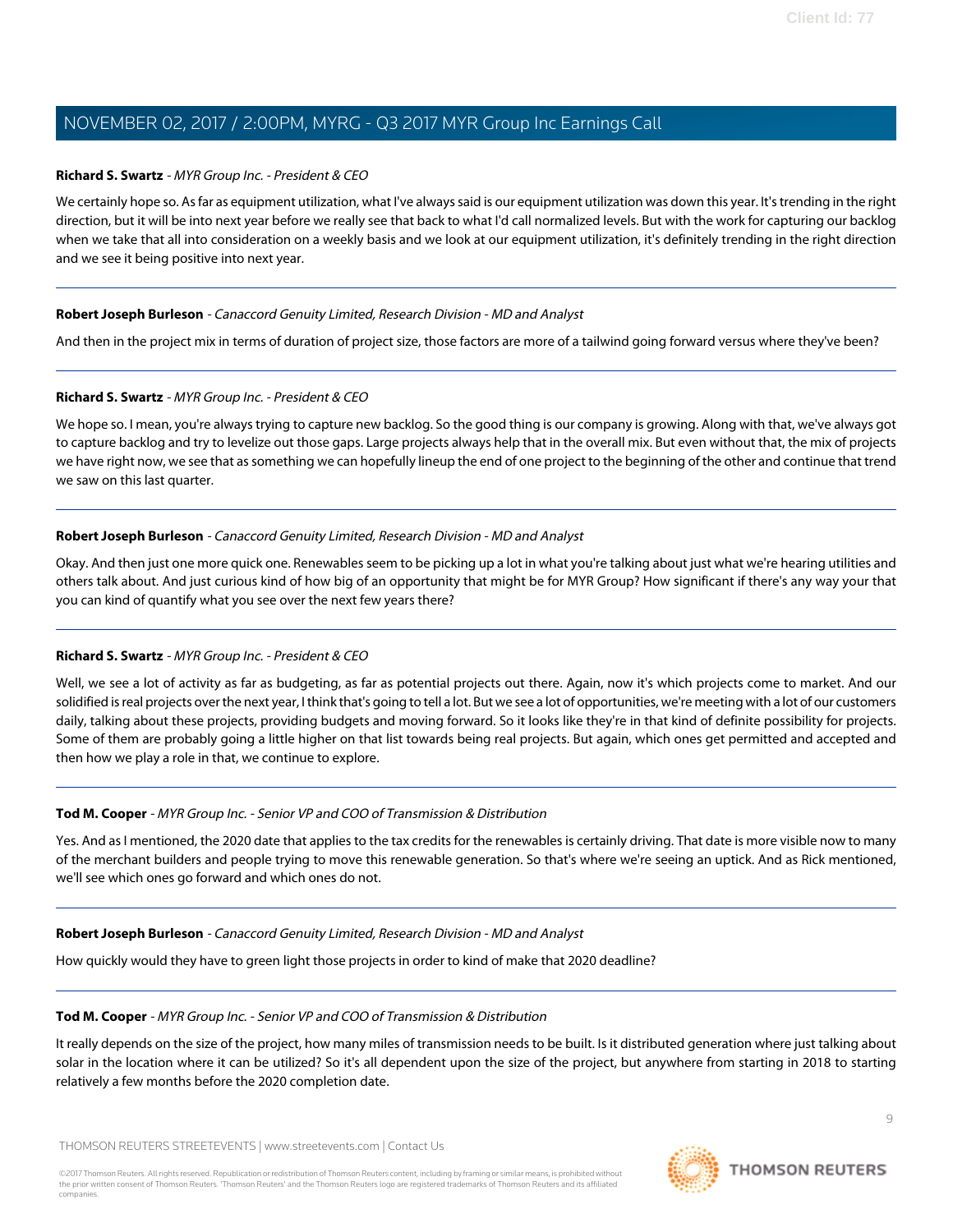**Richard S. Swartz** - *MYR Group Inc. - President & CEO*

We certainly hope so. As far as equipment utilization, what I've always said is our equipment utilization was down this year. It's trending in the right direction, but it will be into next year before we really see that back to what I'd call normalized levels. But with the work for capturing our backlog when we take that all into consideration on a weekly basis and we look at our equipment utilization, it's definitely trending in the right direction and we see it being positive into next year.

---

**Robert Joseph Burleson** - *Canaccord Genuity Limited, Research Division - MD and Analyst*

And then in the project mix in terms of duration of project size, those factors are more of a tailwind going forward versus where they've been?

---

**Richard S. Swartz** - *MYR Group Inc. - President & CEO*

We hope so. I mean, you're always trying to capture new backlog. So the good thing is our company is growing. Along with that, we've always got to capture backlog and try to levelize out those gaps. Large projects always help that in the overall mix. But even without that, the mix of projects we have right now, we see that as something we can hopefully lineup the end of one project to the beginning of the other and continue that trend we saw on this last quarter.

---

**Robert Joseph Burleson** - *Canaccord Genuity Limited, Research Division - MD and Analyst*

Okay. And then just one more quick one. Renewables seem to be picking up a lot in what you're talking about just what we're hearing utilities and others talk about. And just curious kind of how big of an opportunity that might be for MYR Group? How significant if there's any way your that you can kind of quantify what you see over the next few years there?

---

**Richard S. Swartz** - *MYR Group Inc. - President & CEO*

Well, we see a lot of activity as far as budgeting, as far as potential projects out there. Again, now it's which projects come to market. And our solidified is real projects over the next year, I think that's going to tell a lot. But we see a lot of opportunities, we're meeting with a lot of our customers daily, talking about these projects, providing budgets and moving forward. So it looks like they're in that kind of definite possibility for projects. Some of them are probably going a little higher on that list towards being real projects. But again, which ones get permitted and accepted and then how we play a role in that, we continue to explore.

---

**Tod M. Cooper** - *MYR Group Inc. - Senior VP and COO of Transmission & Distribution*

Yes. And as I mentioned, the 2020 date that applies to the tax credits for the renewables is certainly driving. That date is more visible now to many of the merchant builders and people trying to move this renewable generation. So that's where we're seeing an uptick. And as Rick mentioned, we'll see which ones go forward and which ones do not.

---

**Robert Joseph Burleson** - *Canaccord Genuity Limited, Research Division - MD and Analyst*

How quickly would they have to green light those projects in order to kind of make that 2020 deadline?

---

**Tod M. Cooper** - *MYR Group Inc. - Senior VP and COO of Transmission & Distribution*

It really depends on the size of the project, how many miles of transmission needs to be built. Is it distributed generation where just talking about solar in the location where it can be utilized? So it's all dependent upon the size of the project, but anywhere from starting in 2018 to starting relatively a few months before the 2020 completion date.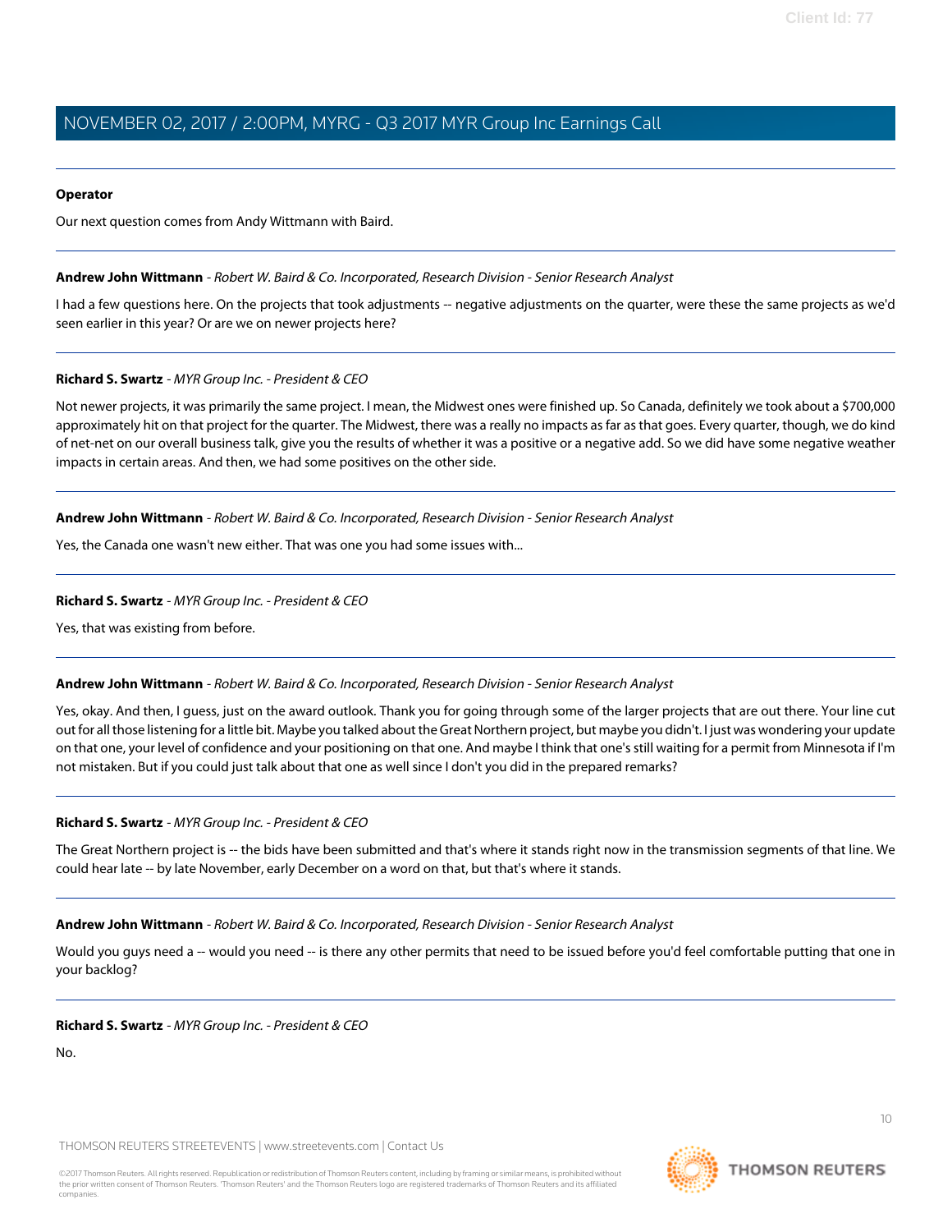**Operator**

Our next question comes from Andy Wittmann with Baird.

---

**Andrew John Wittmann** - *Robert W. Baird & Co. Incorporated, Research Division - Senior Research Analyst*

I had a few questions here. On the projects that took adjustments -- negative adjustments on the quarter, were these the same projects as we'd seen earlier in this year? Or are we on newer projects here?

---

**Richard S. Swartz** - *MYR Group Inc. - President & CEO*

Not newer projects, it was primarily the same project. I mean, the Midwest ones were finished up. So Canada, definitely we took about a $700,000 approximately hit on that project for the quarter. The Midwest, there was a really no impacts as far as that goes. Every quarter, though, we do kind of net-net on our overall business talk, give you the results of whether it was a positive or a negative add. So we did have some negative weather impacts in certain areas. And then, we had some positives on the other side.

---

**Andrew John Wittmann** - *Robert W. Baird & Co. Incorporated, Research Division - Senior Research Analyst*

Yes, the Canada one wasn't new either. That was one you had some issues with...

---

**Richard S. Swartz** - *MYR Group Inc. - President & CEO*

Yes, that was existing from before.

---

**Andrew John Wittmann** - *Robert W. Baird & Co. Incorporated, Research Division - Senior Research Analyst*

Yes, okay. And then, I guess, just on the award outlook. Thank you for going through some of the larger projects that are out there. Your line cut out for all those listening for a little bit. Maybe you talked about the Great Northern project, but maybe you didn't. I just was wondering your update on that one, your level of confidence and your positioning on that one. And maybe I think that one's still waiting for a permit from Minnesota if I'm not mistaken. But if you could just talk about that one as well since I don't you did in the prepared remarks?

---

**Richard S. Swartz** - *MYR Group Inc. - President & CEO*

The Great Northern project is -- the bids have been submitted and that's where it stands right now in the transmission segments of that line. We could hear late -- by late November, early December on a word on that, but that's where it stands.

---

**Andrew John Wittmann** - *Robert W. Baird & Co. Incorporated, Research Division - Senior Research Analyst*

Would you guys need a -- would you need -- is there any other permits that need to be issued before you'd feel comfortable putting that one in your backlog?

---

**Richard S. Swartz** - *MYR Group Inc. - President & CEO*

No.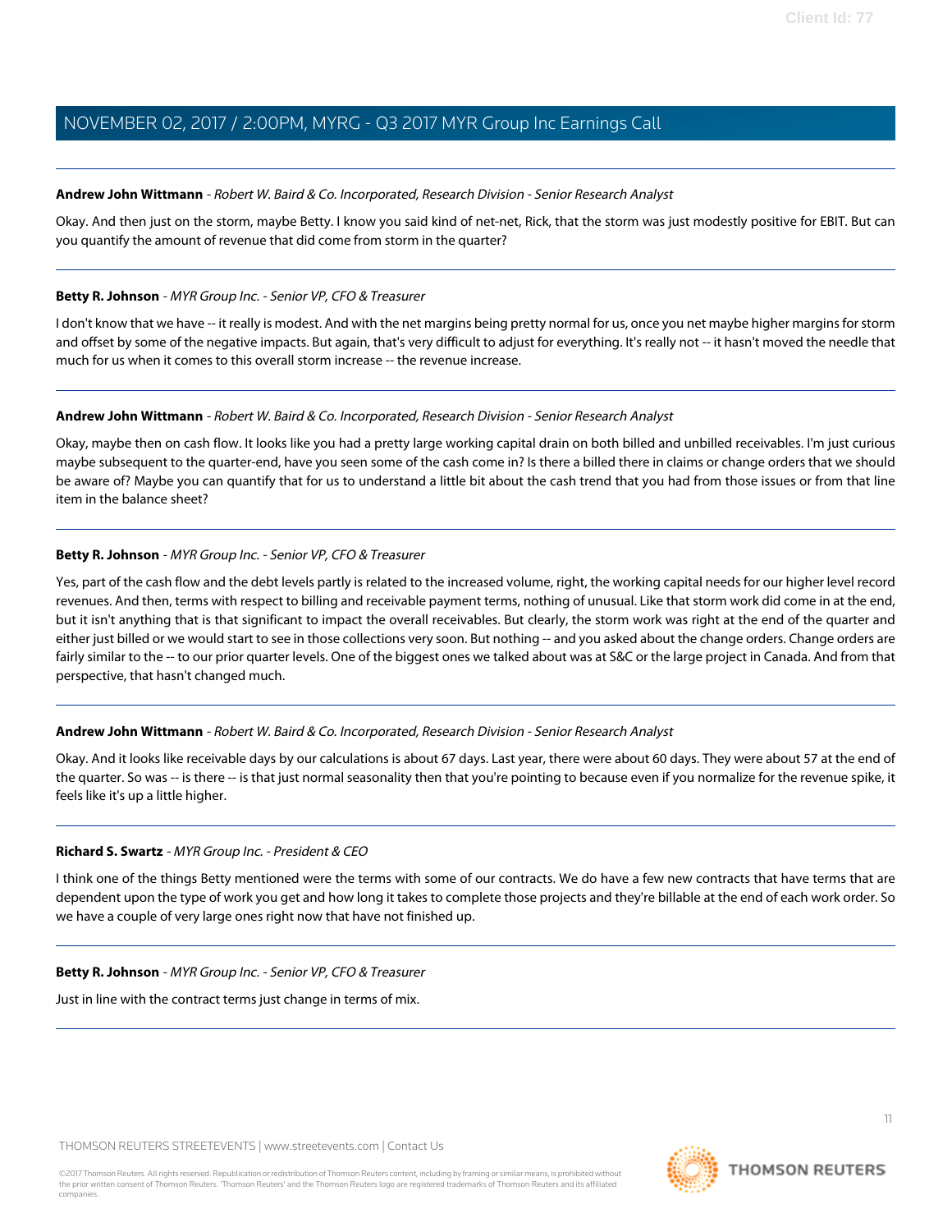**Andrew John Wittmann** - *Robert W. Baird & Co. Incorporated, Research Division - Senior Research Analyst*

Okay. And then just on the storm, maybe Betty. I know you said kind of net-net, Rick, that the storm was just modestly positive for EBIT. But can you quantify the amount of revenue that did come from storm in the quarter?

**Betty R. Johnson** - *MYR Group Inc. - Senior VP, CFO & Treasurer*

I don't know that we have -- it really is modest. And with the net margins being pretty normal for us, once you net maybe higher margins for storm and offset by some of the negative impacts. But again, that's very difficult to adjust for everything. It's really not -- it hasn't moved the needle that much for us when it comes to this overall storm increase -- the revenue increase.

**Andrew John Wittmann** - *Robert W. Baird & Co. Incorporated, Research Division - Senior Research Analyst*

Okay, maybe then on cash flow. It looks like you had a pretty large working capital drain on both billed and unbilled receivables. I'm just curious maybe subsequent to the quarter-end, have you seen some of the cash come in? Is there a billed there in claims or change orders that we should be aware of? Maybe you can quantify that for us to understand a little bit about the cash trend that you had from those issues or from that line item in the balance sheet?

**Betty R. Johnson** - *MYR Group Inc. - Senior VP, CFO & Treasurer*

Yes, part of the cash flow and the debt levels partly is related to the increased volume, right, the working capital needs for our higher level record revenues. And then, terms with respect to billing and receivable payment terms, nothing of unusual. Like that storm work did come in at the end, but it isn't anything that is that significant to impact the overall receivables. But clearly, the storm work was right at the end of the quarter and either just billed or we would start to see in those collections very soon. But nothing -- and you asked about the change orders. Change orders are fairly similar to the -- to our prior quarter levels. One of the biggest ones we talked about was at S&C or the large project in Canada. And from that perspective, that hasn't changed much.

**Andrew John Wittmann** - *Robert W. Baird & Co. Incorporated, Research Division - Senior Research Analyst*

Okay. And it looks like receivable days by our calculations is about 67 days. Last year, there were about 60 days. They were about 57 at the end of the quarter. So was -- is there -- is that just normal seasonality then that you're pointing to because even if you normalize for the revenue spike, it feels like it's up a little higher.

**Richard S. Swartz** - *MYR Group Inc. - President & CEO*

I think one of the things Betty mentioned were the terms with some of our contracts. We do have a few new contracts that have terms that are dependent upon the type of work you get and how long it takes to complete those projects and they're billable at the end of each work order. So we have a couple of very large ones right now that have not finished up.

**Betty R. Johnson** - *MYR Group Inc. - Senior VP, CFO & Treasurer*

Just in line with the contract terms just change in terms of mix.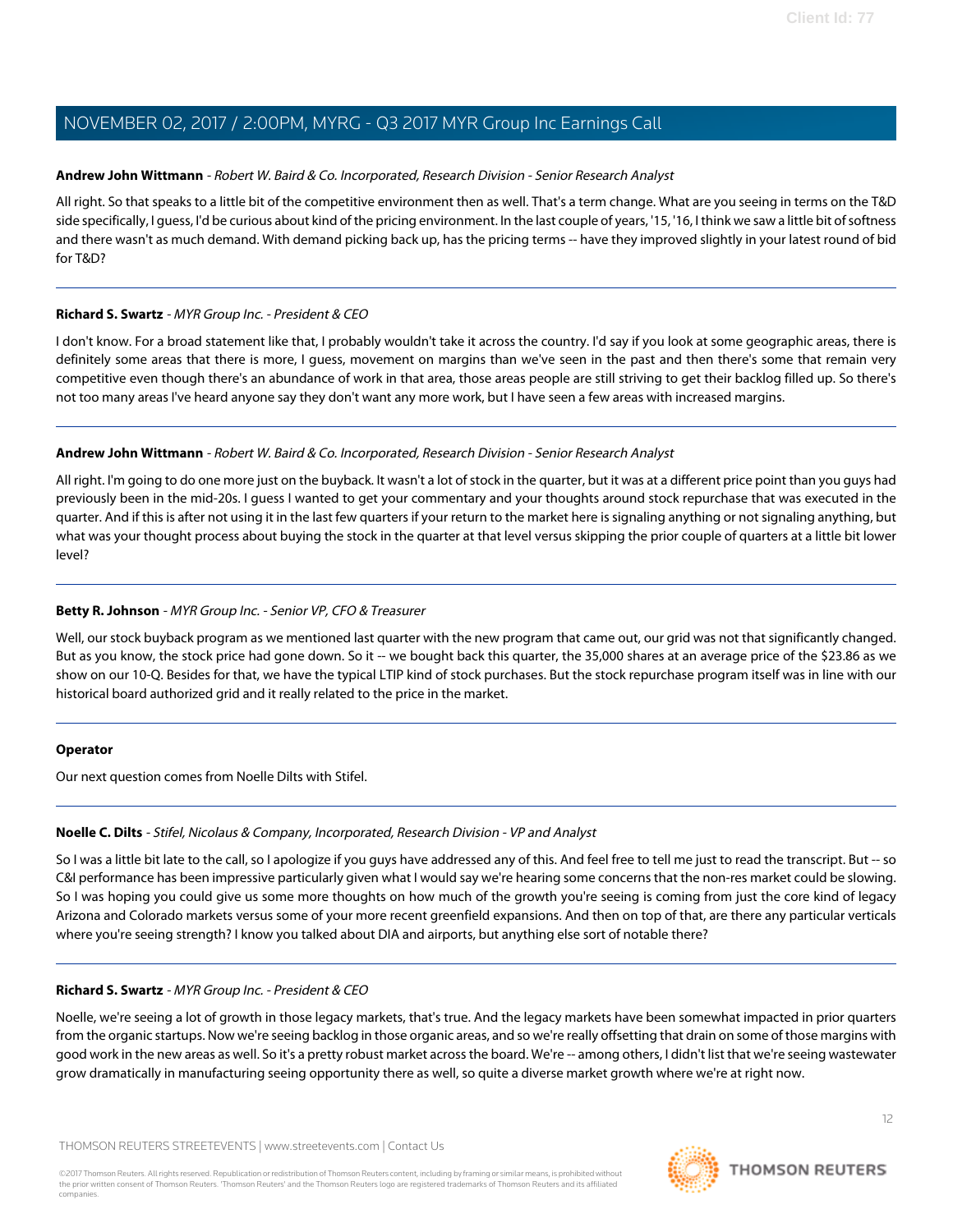**Andrew John Wittmann** *- Robert W. Baird & Co. Incorporated, Research Division - Senior Research Analyst*

All right. So that speaks to a little bit of the competitive environment then as well. That's a term change. What are you seeing in terms on the T&D side specifically, I guess, I'd be curious about kind of the pricing environment. In the last couple of years, '15, '16, I think we saw a little bit of softness and there wasn't as much demand. With demand picking back up, has the pricing terms -- have they improved slightly in your latest round of bid for T&D?

---

**Richard S. Swartz** *- MYR Group Inc. - President & CEO*

I don't know. For a broad statement like that, I probably wouldn't take it across the country. I'd say if you look at some geographic areas, there is definitely some areas that there is more, I guess, movement on margins than we've seen in the past and then there's some that remain very competitive even though there's an abundance of work in that area, those areas people are still striving to get their backlog filled up. So there's not too many areas I've heard anyone say they don't want any more work, but I have seen a few areas with increased margins.

---

**Andrew John Wittmann** *- Robert W. Baird & Co. Incorporated, Research Division - Senior Research Analyst*

All right. I'm going to do one more just on the buyback. It wasn't a lot of stock in the quarter, but it was at a different price point than you guys had previously been in the mid-20s. I guess I wanted to get your commentary and your thoughts around stock repurchase that was executed in the quarter. And if this is after not using it in the last few quarters if your return to the market here is signaling anything or not signaling anything, but what was your thought process about buying the stock in the quarter at that level versus skipping the prior couple of quarters at a little bit lower level?

---

**Betty R. Johnson** *- MYR Group Inc. - Senior VP, CFO & Treasurer*

Well, our stock buyback program as we mentioned last quarter with the new program that came out, our grid was not that significantly changed. But as you know, the stock price had gone down. So it -- we bought back this quarter, the 35,000 shares at an average price of the $23.86 as we show on our 10-Q. Besides for that, we have the typical LTIP kind of stock purchases. But the stock repurchase program itself was in line with our historical board authorized grid and it really related to the price in the market.

---

**Operator**

Our next question comes from Noelle Dilts with Stifel.

---

**Noelle C. Dilts** *- Stifel, Nicolaus & Company, Incorporated, Research Division - VP and Analyst*

So I was a little bit late to the call, so I apologize if you guys have addressed any of this. And feel free to tell me just to read the transcript. But -- so C&I performance has been impressive particularly given what I would say we're hearing some concerns that the non-res market could be slowing. So I was hoping you could give us some more thoughts on how much of the growth you're seeing is coming from just the core kind of legacy Arizona and Colorado markets versus some of your more recent greenfield expansions. And then on top of that, are there any particular verticals where you're seeing strength? I know you talked about DIA and airports, but anything else sort of notable there?

---

**Richard S. Swartz** *- MYR Group Inc. - President & CEO*

Noelle, we're seeing a lot of growth in those legacy markets, that's true. And the legacy markets have been somewhat impacted in prior quarters from the organic startups. Now we're seeing backlog in those organic areas, and so we're really offsetting that drain on some of those margins with good work in the new areas as well. So it's a pretty robust market across the board. We're -- among others, I didn't list that we're seeing wastewater grow dramatically in manufacturing seeing opportunity there as well, so quite a diverse market growth where we're at right now.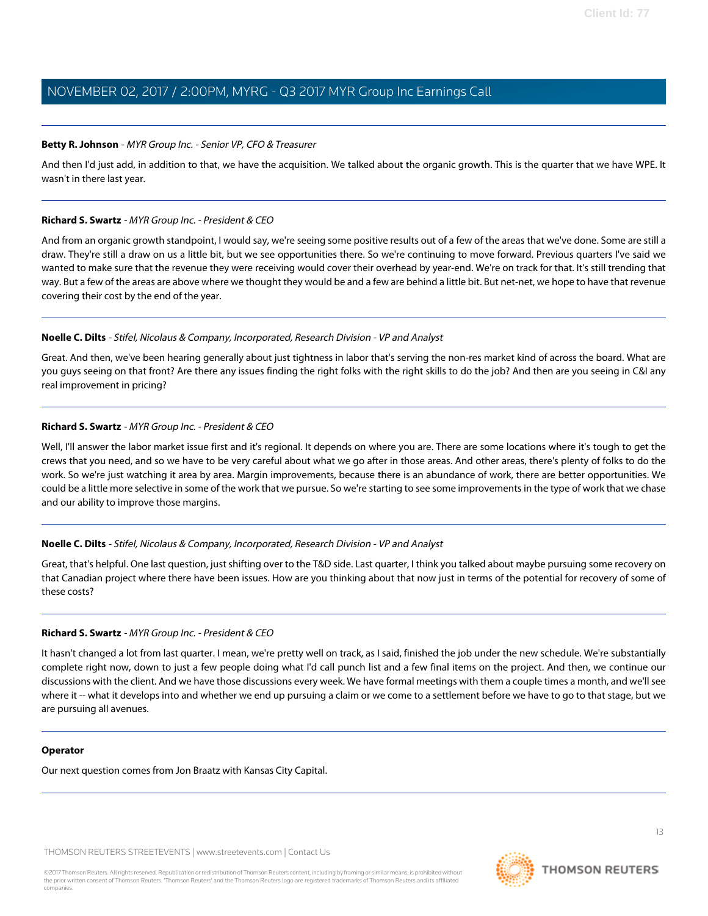**Betty R. Johnson** - *MYR Group Inc. - Senior VP, CFO & Treasurer*

And then I'd just add, in addition to that, we have the acquisition. We talked about the organic growth. This is the quarter that we have WPE. It wasn't in there last year.

---

**Richard S. Swartz** - *MYR Group Inc. - President & CEO*

And from an organic growth standpoint, I would say, we're seeing some positive results out of a few of the areas that we've done. Some are still a draw. They're still a draw on us a little bit, but we see opportunities there. So we're continuing to move forward. Previous quarters I've said we wanted to make sure that the revenue they were receiving would cover their overhead by year-end. We're on track for that. It's still trending that way. But a few of the areas are above where we thought they would be and a few are behind a little bit. But net-net, we hope to have that revenue covering their cost by the end of the year.

---

**Noelle C. Dilts** - *Stifel, Nicolaus & Company, Incorporated, Research Division - VP and Analyst*

Great. And then, we've been hearing generally about just tightness in labor that's serving the non-res market kind of across the board. What are you guys seeing on that front? Are there any issues finding the right folks with the right skills to do the job? And then are you seeing in C&I any real improvement in pricing?

---

**Richard S. Swartz** - *MYR Group Inc. - President & CEO*

Well, I'll answer the labor market issue first and it's regional. It depends on where you are. There are some locations where it's tough to get the crews that you need, and so we have to be very careful about what we go after in those areas. And other areas, there's plenty of folks to do the work. So we're just watching it area by area. Margin improvements, because there is an abundance of work, there are better opportunities. We could be a little more selective in some of the work that we pursue. So we're starting to see some improvements in the type of work that we chase and our ability to improve those margins.

---

**Noelle C. Dilts** - *Stifel, Nicolaus & Company, Incorporated, Research Division - VP and Analyst*

Great, that's helpful. One last question, just shifting over to the T&D side. Last quarter, I think you talked about maybe pursuing some recovery on that Canadian project where there have been issues. How are you thinking about that now just in terms of the potential for recovery of some of these costs?

---

**Richard S. Swartz** - *MYR Group Inc. - President & CEO*

It hasn't changed a lot from last quarter. I mean, we're pretty well on track, as I said, finished the job under the new schedule. We're substantially complete right now, down to just a few people doing what I'd call punch list and a few final items on the project. And then, we continue our discussions with the client. And we have those discussions every week. We have formal meetings with them a couple times a month, and we'll see where it -- what it develops into and whether we end up pursuing a claim or we come to a settlement before we have to go to that stage, but we are pursuing all avenues.

---

**Operator**

Our next question comes from Jon Braatz with Kansas City Capital.

---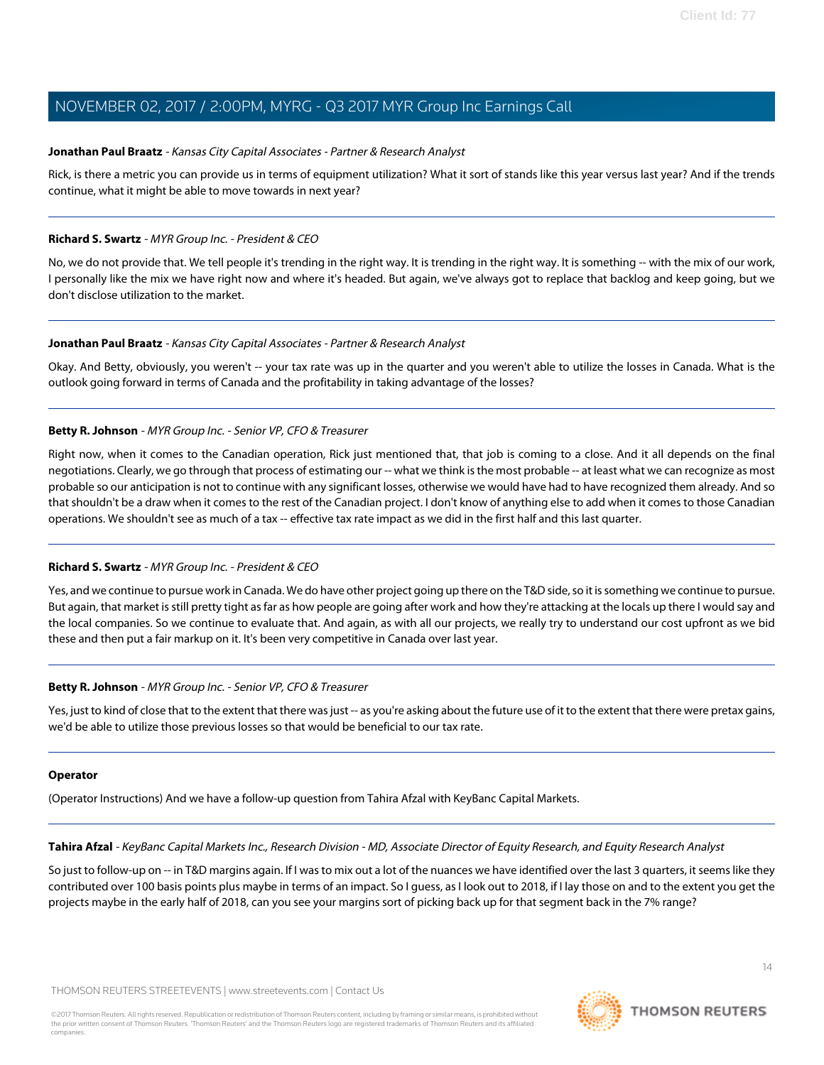**Jonathan Paul Braatz** - *Kansas City Capital Associates - Partner & Research Analyst*

Rick, is there a metric you can provide us in terms of equipment utilization? What it sort of stands like this year versus last year? And if the trends continue, what it might be able to move towards in next year?

---

**Richard S. Swartz** - *MYR Group Inc. - President & CEO*

No, we do not provide that. We tell people it's trending in the right way. It is trending in the right way. It is something -- with the mix of our work, I personally like the mix we have right now and where it's headed. But again, we've always got to replace that backlog and keep going, but we don't disclose utilization to the market.

---

**Jonathan Paul Braatz** - *Kansas City Capital Associates - Partner & Research Analyst*

Okay. And Betty, obviously, you weren't -- your tax rate was up in the quarter and you weren't able to utilize the losses in Canada. What is the outlook going forward in terms of Canada and the profitability in taking advantage of the losses?

---

**Betty R. Johnson** - *MYR Group Inc. - Senior VP, CFO & Treasurer*

Right now, when it comes to the Canadian operation, Rick just mentioned that, that job is coming to a close. And it all depends on the final negotiations. Clearly, we go through that process of estimating our -- what we think is the most probable -- at least what we can recognize as most probable so our anticipation is not to continue with any significant losses, otherwise we would have had to have recognized them already. And so that shouldn't be a draw when it comes to the rest of the Canadian project. I don't know of anything else to add when it comes to those Canadian operations. We shouldn't see as much of a tax -- effective tax rate impact as we did in the first half and this last quarter.

---

**Richard S. Swartz** - *MYR Group Inc. - President & CEO*

Yes, and we continue to pursue work in Canada. We do have other project going up there on the T&D side, so it is something we continue to pursue. But again, that market is still pretty tight as far as how people are going after work and how they're attacking at the locals up there I would say and the local companies. So we continue to evaluate that. And again, as with all our projects, we really try to understand our cost upfront as we bid these and then put a fair markup on it. It's been very competitive in Canada over last year.

---

**Betty R. Johnson** - *MYR Group Inc. - Senior VP, CFO & Treasurer*

Yes, just to kind of close that to the extent that there was just -- as you're asking about the future use of it to the extent that there were pretax gains, we'd be able to utilize those previous losses so that would be beneficial to our tax rate.

---

**Operator**

(Operator Instructions) And we have a follow-up question from Tahira Afzal with KeyBanc Capital Markets.

---

**Tahira Afzal** - *KeyBanc Capital Markets Inc., Research Division - MD, Associate Director of Equity Research, and Equity Research Analyst*

So just to follow-up on -- in T&D margins again. If I was to mix out a lot of the nuances we have identified over the last 3 quarters, it seems like they contributed over 100 basis points plus maybe in terms of an impact. So I guess, as I look out to 2018, if I lay those on and to the extent you get the projects maybe in the early half of 2018, can you see your margins sort of picking back up for that segment back in the 7% range?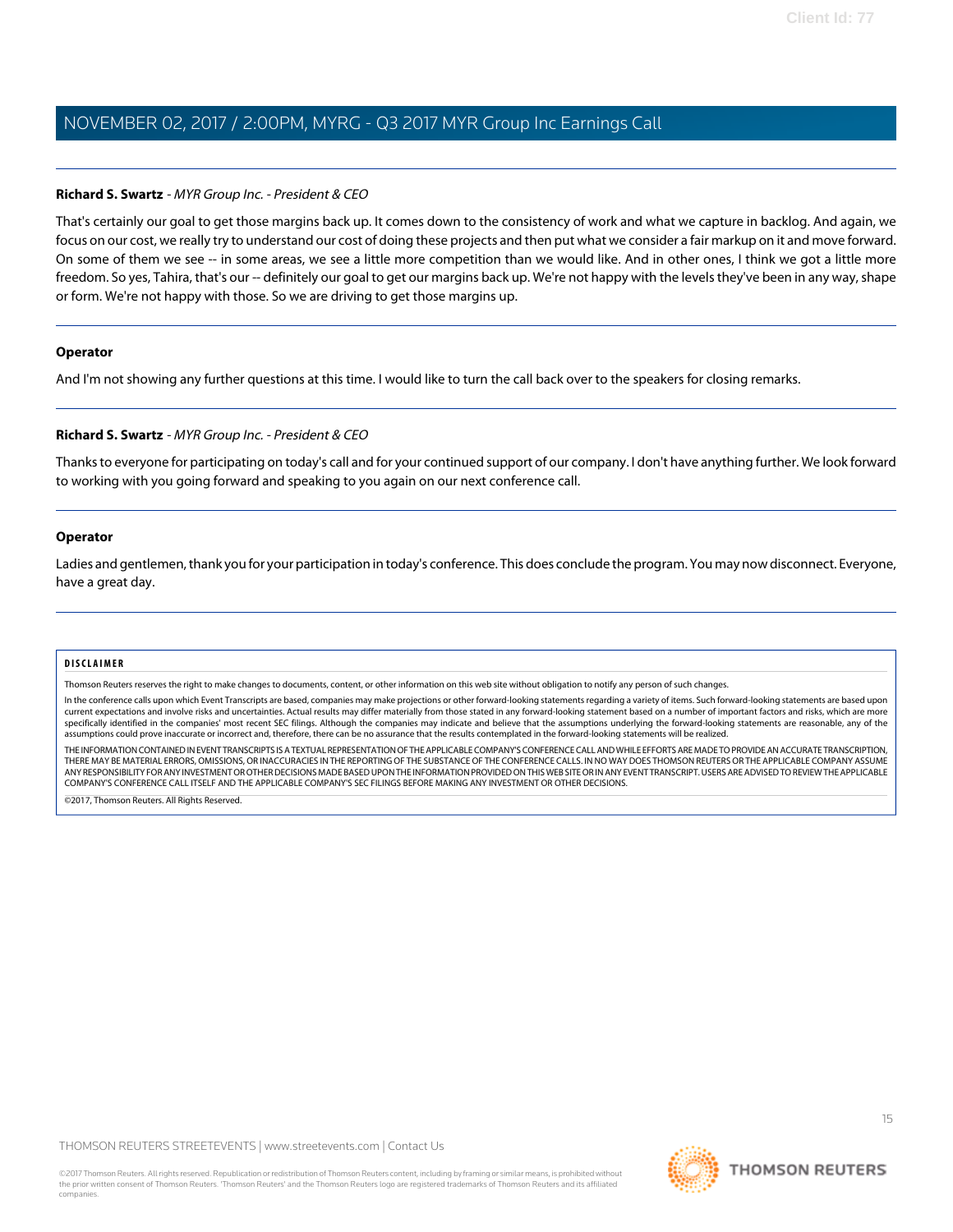**Richard S. Swartz** - *MYR Group Inc. - President & CEO*

That's certainly our goal to get those margins back up. It comes down to the consistency of work and what we capture in backlog. And again, we focus on our cost, we really try to understand our cost of doing these projects and then put what we consider a fair markup on it and move forward. On some of them we see -- in some areas, we see a little more competition than we would like. And in other ones, I think we got a little more freedom. So yes, Tahira, that's our -- definitely our goal to get our margins back up. We're not happy with the levels they've been in any way, shape or form. We're not happy with those. So we are driving to get those margins up.

---

**Operator**

And I'm not showing any further questions at this time. I would like to turn the call back over to the speakers for closing remarks.

---

**Richard S. Swartz** - *MYR Group Inc. - President & CEO*

Thanks to everyone for participating on today's call and for your continued support of our company. I don't have anything further. We look forward to working with you going forward and speaking to you again on our next conference call.

---

**Operator**

Ladies and gentlemen, thank you for your participation in today's conference. This does conclude the program. You may now disconnect. Everyone, have a great day.

---

**DISCLAIMER**

Thomson Reuters reserves the right to make changes to documents, content, or other information on this web site without obligation to notify any person of such changes.

In the conference calls upon which Event Transcripts are based, companies may make projections or other forward-looking statements regarding a variety of items. Such forward-looking statements are based upon current expectations and involve risks and uncertainties. Actual results may differ materially from those stated in any forward-looking statement based on a number of important factors and risks, which are more specifically identified in the companies' most recent SEC filings. Although the companies may indicate and believe that the assumptions underlying the forward-looking statements are reasonable, any of the assumptions could prove inaccurate or incorrect and, therefore, there can be no assurance that the results contemplated in the forward-looking statements will be realized.

THE INFORMATION CONTAINED IN EVENT TRANSCRIPTS IS A TEXTUAL REPRESENTATION OF THE APPLICABLE COMPANY'S CONFERENCE CALL AND WHILE EFFORTS ARE MADE TO PROVIDE AN ACCURATE TRANSCRIPTION, THERE MAY BE MATERIAL ERRORS, OMISSIONS, OR INACCURACIES IN THE REPORTING OF THE SUBSTANCE OF THE CONFERENCE CALLS. IN NO WAY DOES THOMSON REUTERS OR THE APPLICABLE COMPANY ASSUME ANY RESPONSIBILITY FOR ANY INVESTMENT OR OTHER DECISIONS MADE BASED UPON THE INFORMATION PROVIDED ON THIS WEB SITE OR IN ANY EVENT TRANSCRIPT. USERS ARE ADVISED TO REVIEW THE APPLICABLE COMPANY'S CONFERENCE CALL ITSELF AND THE APPLICABLE COMPANY'S SEC FILINGS BEFORE MAKING ANY INVESTMENT OR OTHER DECISIONS.

©2017, Thomson Reuters. All Rights Reserved.